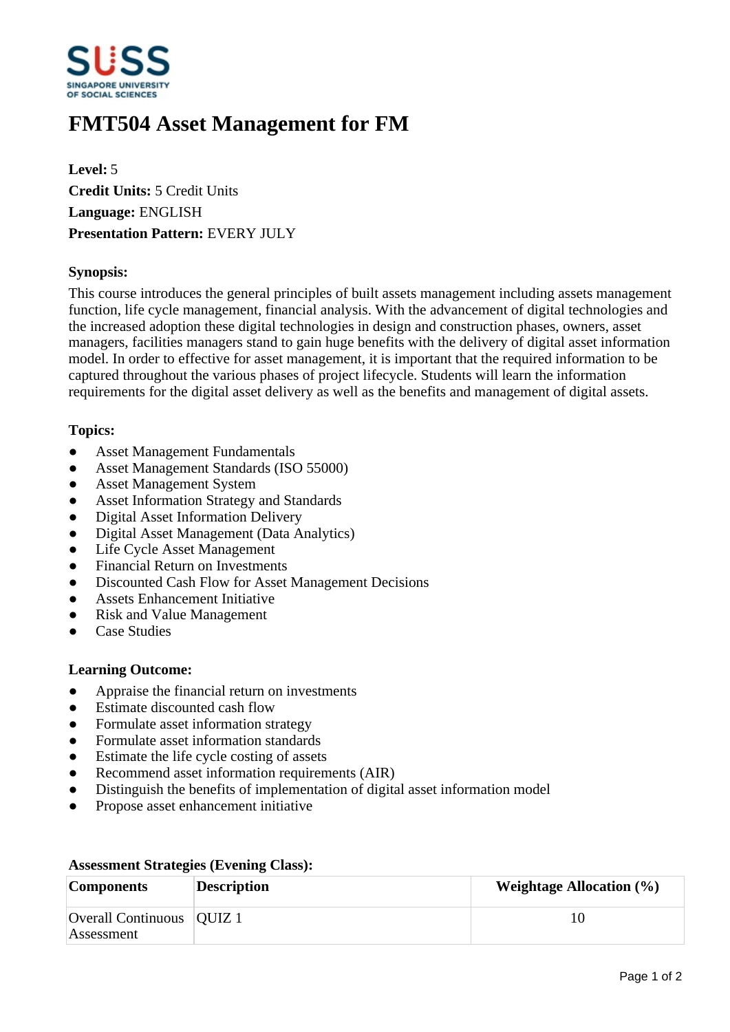# FMT504 Asset Management for FM

**Level:** 5
**Credit Units:** 5 Credit Units
**Language:** ENGLISH
**Presentation Pattern:** EVERY JULY

## Synopsis:

This course introduces the general principles of built assets management including assets management function, life cycle management, financial analysis. With the advancement of digital technologies and the increased adoption these digital technologies in design and construction phases, owners, asset managers, facilities managers stand to gain huge benefits with the delivery of digital asset information model. In order to effective for asset management, it is important that the required information to be captured throughout the various phases of project lifecycle. Students will learn the information requirements for the digital asset delivery as well as the benefits and management of digital assets.

## Topics:

- Asset Management Fundamentals
- Asset Management Standards (ISO 55000)
- Asset Management System
- Asset Information Strategy and Standards
- Digital Asset Information Delivery
- Digital Asset Management (Data Analytics)
- Life Cycle Asset Management
- Financial Return on Investments
- Discounted Cash Flow for Asset Management Decisions
- Assets Enhancement Initiative
- Risk and Value Management
- Case Studies

## Learning Outcome:

- Appraise the financial return on investments
- Estimate discounted cash flow
- Formulate asset information strategy
- Formulate asset information standards
- Estimate the life cycle costing of assets
- Recommend asset information requirements (AIR)
- Distinguish the benefits of implementation of digital asset information model
- Propose asset enhancement initiative

## Assessment Strategies (Evening Class):

| Components | Description | Weightage Allocation (%) |
| --- | --- | --- |
| Overall Continuous Assessment | QUIZ 1 | 10 |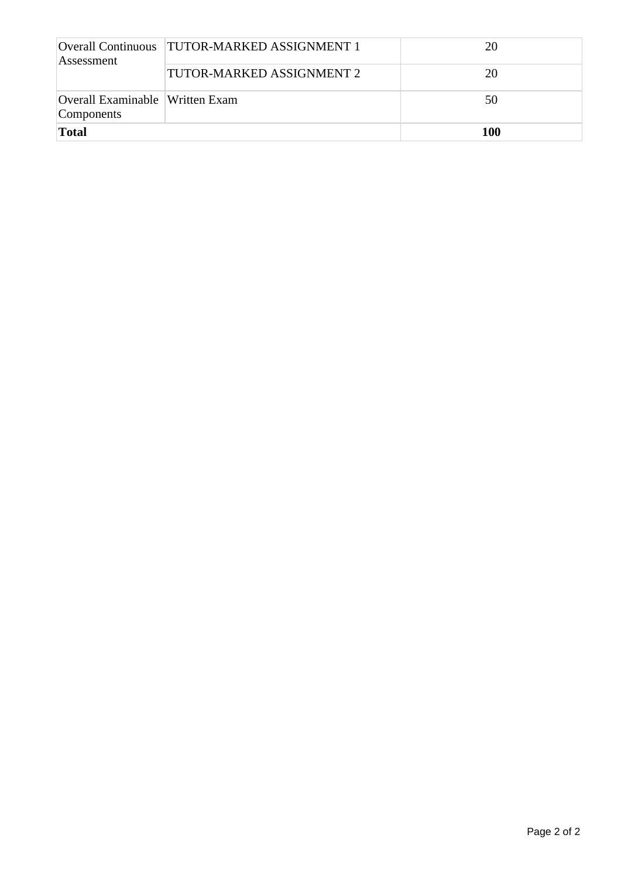| | | |
|---|---|---|
| Overall Continuous Assessment | TUTOR-MARKED ASSIGNMENT 1 | 20 |
| | TUTOR-MARKED ASSIGNMENT 2 | 20 |
| Overall Examinable Components | Written Exam | 50 |
| **Total** | | **100** |